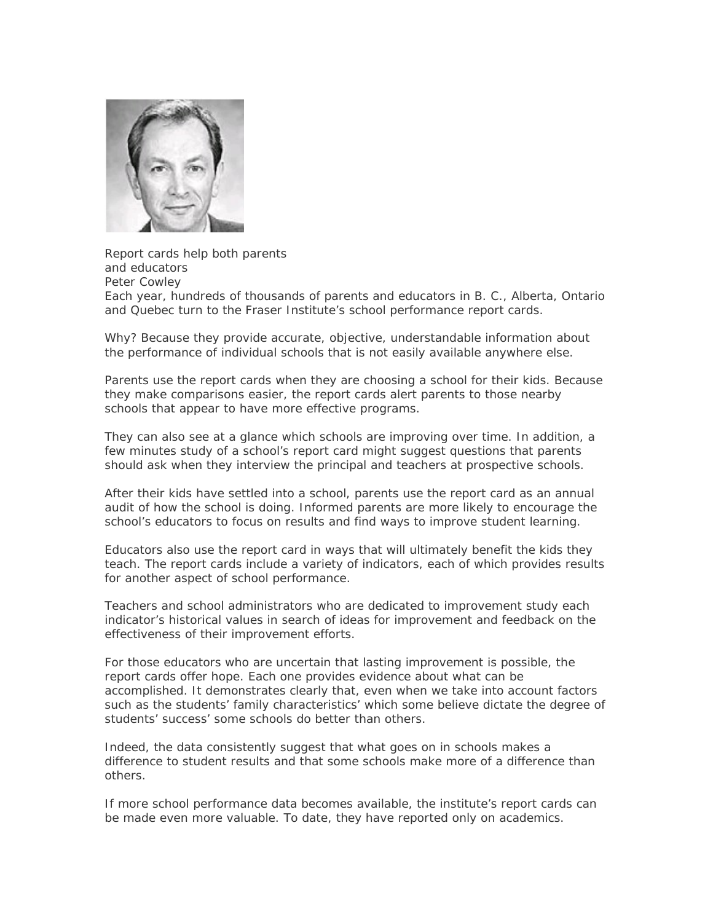# Report cards help both parents and educators

Peter Cowley

Each year, hundreds of thousands of parents and educators in B. C., Alberta, Ontario and Quebec turn to the Fraser Institute's school performance report cards.

Why? Because they provide accurate, objective, understandable information about the performance of individual schools that is not easily available anywhere else.

Parents use the report cards when they are choosing a school for their kids. Because they make comparisons easier, the report cards alert parents to those nearby schools that appear to have more effective programs.

They can also see at a glance which schools are improving over time. In addition, a few minutes study of a school's report card might suggest questions that parents should ask when they interview the principal and teachers at prospective schools.

After their kids have settled into a school, parents use the report card as an annual audit of how the school is doing. Informed parents are more likely to encourage the school's educators to focus on results and find ways to improve student learning.

Educators also use the report card in ways that will ultimately benefit the kids they teach. The report cards include a variety of indicators, each of which provides results for another aspect of school performance.

Teachers and school administrators who are dedicated to improvement study each indicator's historical values in search of ideas for improvement and feedback on the effectiveness of their improvement efforts.

For those educators who are uncertain that lasting improvement is possible, the report cards offer hope. Each one provides evidence about what can be accomplished. It demonstrates clearly that, even when we take into account factors such as the students' family characteristics' which some believe dictate the degree of students' success' some schools do better than others.

Indeed, the data consistently suggest that what goes on in schools makes a difference to student results and that some schools make more of a difference than others.

If more school performance data becomes available, the institute's report cards can be made even more valuable. To date, they have reported only on academics.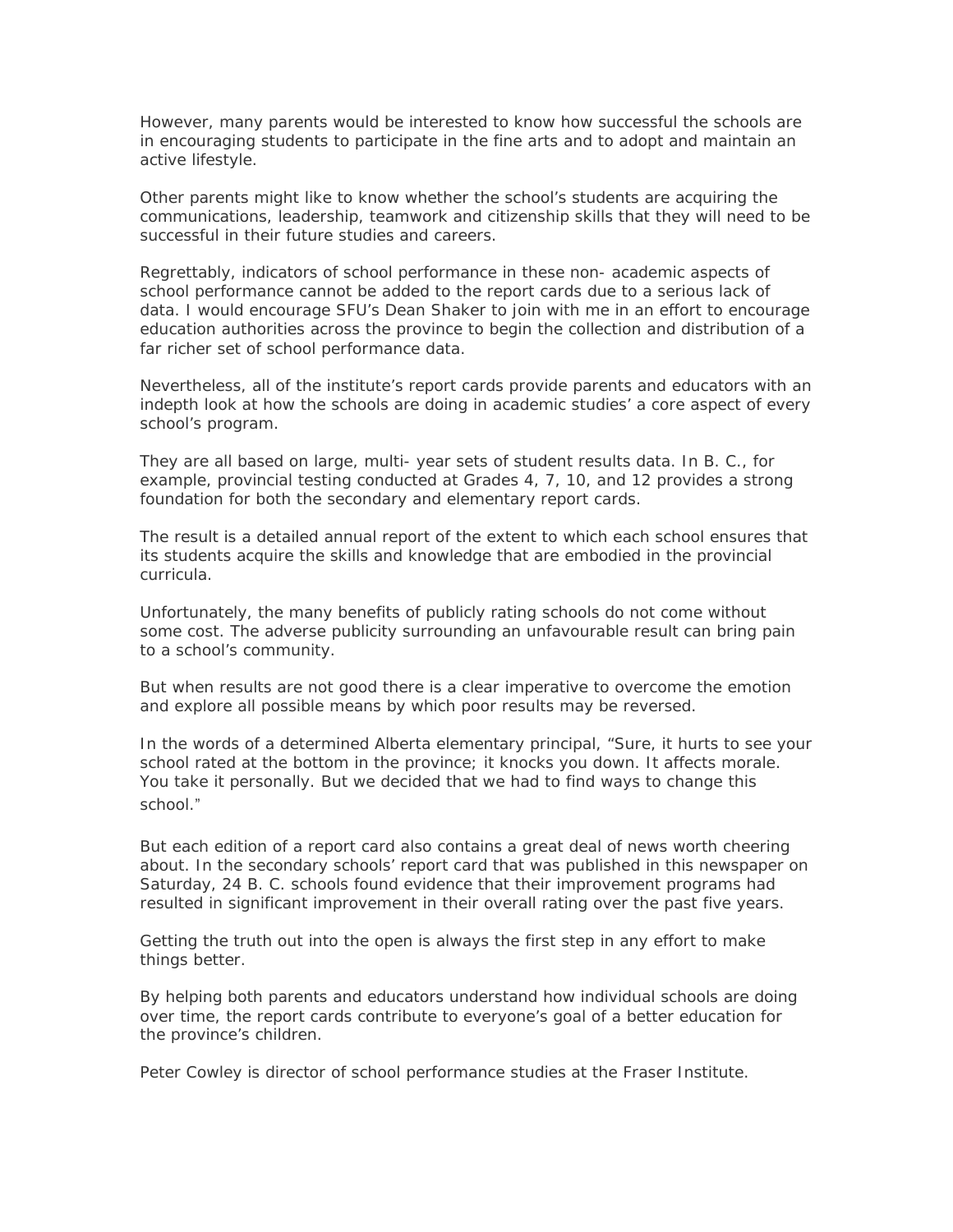However, many parents would be interested to know how successful the schools are in encouraging students to participate in the fine arts and to adopt and maintain an active lifestyle.

Other parents might like to know whether the school's students are acquiring the communications, leadership, teamwork and citizenship skills that they will need to be successful in their future studies and careers.

Regrettably, indicators of school performance in these non- academic aspects of school performance cannot be added to the report cards due to a serious lack of data. I would encourage SFU's Dean Shaker to join with me in an effort to encourage education authorities across the province to begin the collection and distribution of a far richer set of school performance data.

Nevertheless, all of the institute's report cards provide parents and educators with an indepth look at how the schools are doing in academic studies' a core aspect of every school's program.

They are all based on large, multi- year sets of student results data. In B. C., for example, provincial testing conducted at Grades 4, 7, 10, and 12 provides a strong foundation for both the secondary and elementary report cards.

The result is a detailed annual report of the extent to which each school ensures that its students acquire the skills and knowledge that are embodied in the provincial curricula.

Unfortunately, the many benefits of publicly rating schools do not come without some cost. The adverse publicity surrounding an unfavourable result can bring pain to a school's community.

But when results are not good there is a clear imperative to overcome the emotion and explore all possible means by which poor results may be reversed.

In the words of a determined Alberta elementary principal, "Sure, it hurts to see your school rated at the bottom in the province; it knocks you down. It affects morale. You take it personally. But we decided that we had to find ways to change this school."

But each edition of a report card also contains a great deal of news worth cheering about. In the secondary schools' report card that was published in this newspaper on Saturday, 24 B. C. schools found evidence that their improvement programs had resulted in significant improvement in their overall rating over the past five years.

Getting the truth out into the open is always the first step in any effort to make things better.

By helping both parents and educators understand how individual schools are doing over time, the report cards contribute to everyone's goal of a better education for the province's children.

Peter Cowley is director of school performance studies at the Fraser Institute.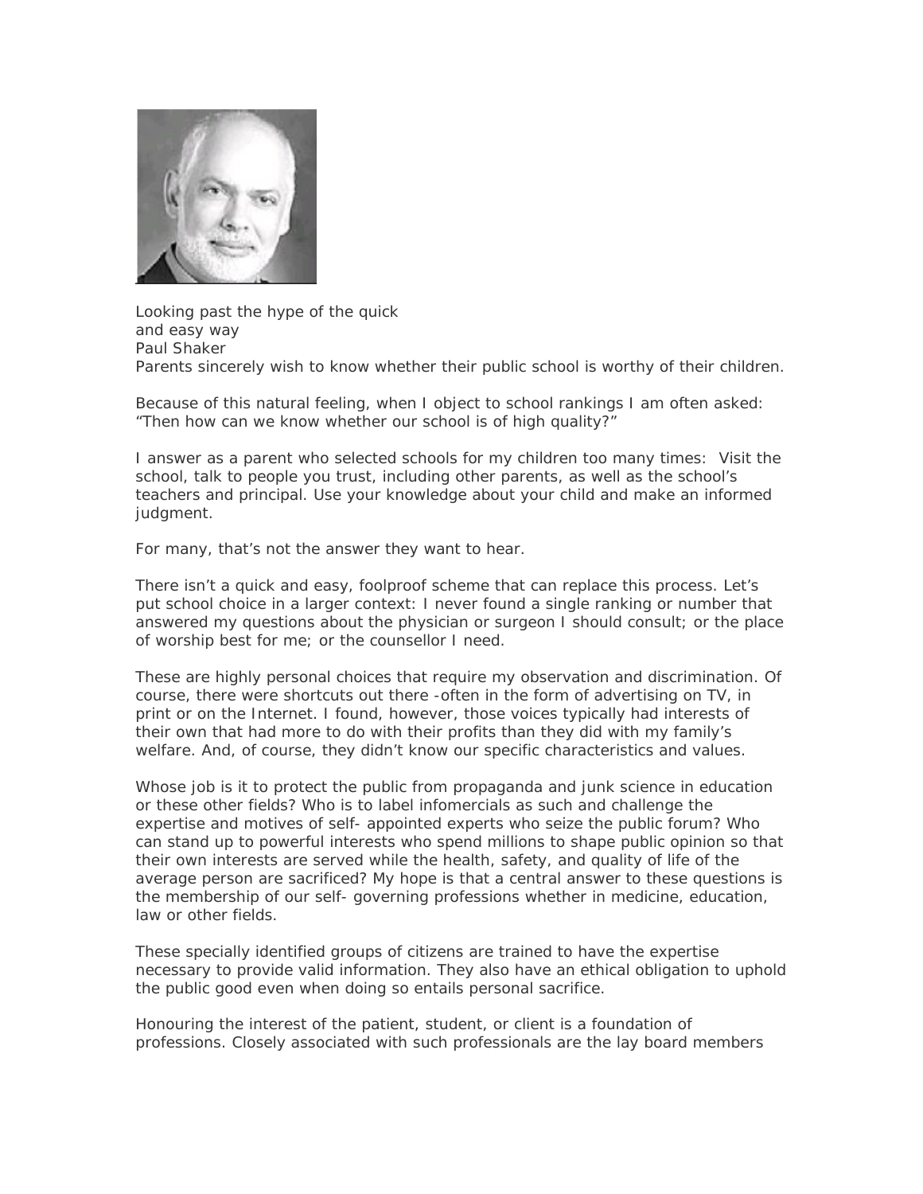Looking past the hype of the quick and easy way

Paul Shaker

Parents sincerely wish to know whether their public school is worthy of their children.

Because of this natural feeling, when I object to school rankings I am often asked: "Then how can we know whether our school is of high quality?"

I answer as a parent who selected schools for my children too many times: Visit the school, talk to people you trust, including other parents, as well as the school's teachers and principal. Use your knowledge about your child and make an informed judgment.

For many, that's not the answer they want to hear.

There isn't a quick and easy, foolproof scheme that can replace this process. Let's put school choice in a larger context: I never found a single ranking or number that answered my questions about the physician or surgeon I should consult; or the place of worship best for me; or the counsellor I need.

These are highly personal choices that require my observation and discrimination. Of course, there were shortcuts out there -often in the form of advertising on TV, in print or on the Internet. I found, however, those voices typically had interests of their own that had more to do with their profits than they did with my family's welfare. And, of course, they didn't know our specific characteristics and values.

Whose job is it to protect the public from propaganda and junk science in education or these other fields? Who is to label infomercials as such and challenge the expertise and motives of self- appointed experts who seize the public forum? Who can stand up to powerful interests who spend millions to shape public opinion so that their own interests are served while the health, safety, and quality of life of the average person are sacrificed? My hope is that a central answer to these questions is the membership of our self- governing professions whether in medicine, education, law or other fields.

These specially identified groups of citizens are trained to have the expertise necessary to provide valid information. They also have an ethical obligation to uphold the public good even when doing so entails personal sacrifice.

Honouring the interest of the patient, student, or client is a foundation of professions. Closely associated with such professionals are the lay board members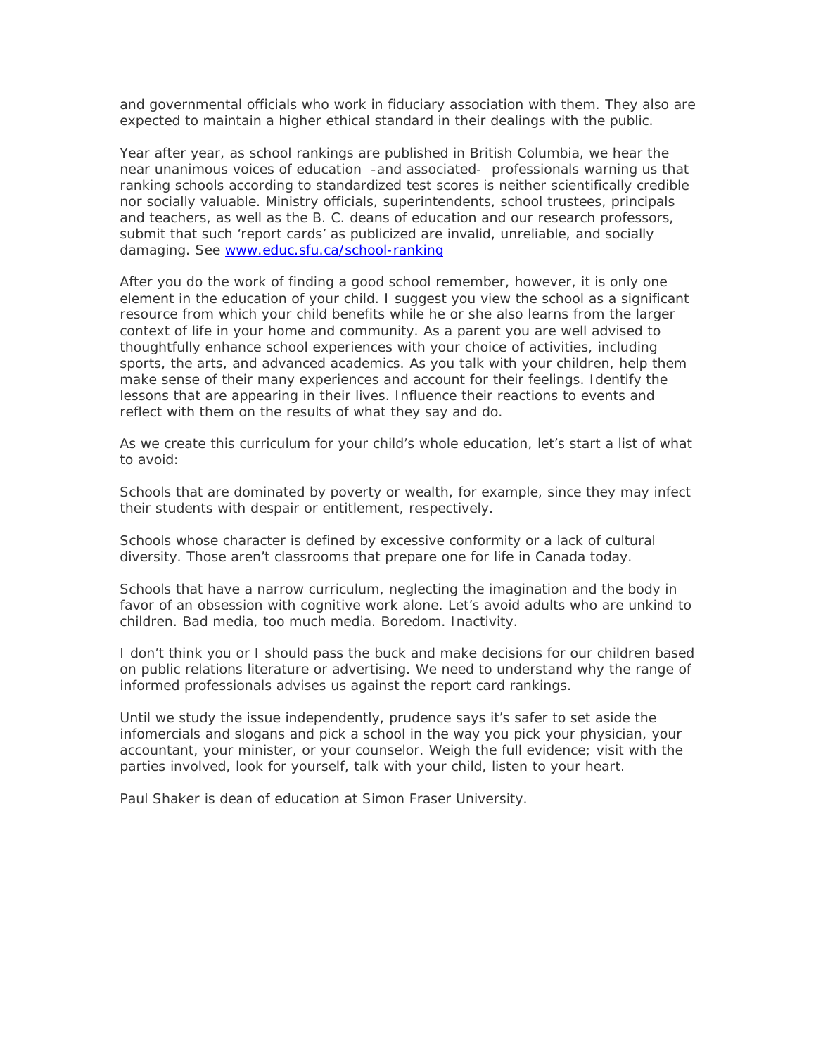and governmental officials who work in fiduciary association with them. They also are expected to maintain a higher ethical standard in their dealings with the public.

Year after year, as school rankings are published in British Columbia, we hear the near unanimous voices of education -and associated- professionals warning us that ranking schools according to standardized test scores is neither scientifically credible nor socially valuable. Ministry officials, superintendents, school trustees, principals and teachers, as well as the B. C. deans of education and our research professors, submit that such 'report cards' as publicized are invalid, unreliable, and socially damaging. See [www.educ.sfu.ca/school-ranking](http://www.educ.sfu.ca/school-ranking)

After you do the work of finding a good school remember, however, it is only one element in the education of your child. I suggest you view the school as a significant resource from which your child benefits while he or she also learns from the larger context of life in your home and community. As a parent you are well advised to thoughtfully enhance school experiences with your choice of activities, including sports, the arts, and advanced academics. As you talk with your children, help them make sense of their many experiences and account for their feelings. Identify the lessons that are appearing in their lives. Influence their reactions to events and reflect with them on the results of what they say and do.

As we create this curriculum for your child's whole education, let's start a list of what to avoid:

Schools that are dominated by poverty or wealth, for example, since they may infect their students with despair or entitlement, respectively.

Schools whose character is defined by excessive conformity or a lack of cultural diversity. Those aren't classrooms that prepare one for life in Canada today.

Schools that have a narrow curriculum, neglecting the imagination and the body in favor of an obsession with cognitive work alone. Let's avoid adults who are unkind to children. Bad media, too much media. Boredom. Inactivity.

I don't think you or I should pass the buck and make decisions for our children based on public relations literature or advertising. We need to understand why the range of informed professionals advises us against the report card rankings.

Until we study the issue independently, prudence says it's safer to set aside the infomercials and slogans and pick a school in the way you pick your physician, your accountant, your minister, or your counselor. Weigh the full evidence; visit with the parties involved, look for yourself, talk with your child, listen to your heart.

Paul Shaker is dean of education at Simon Fraser University.